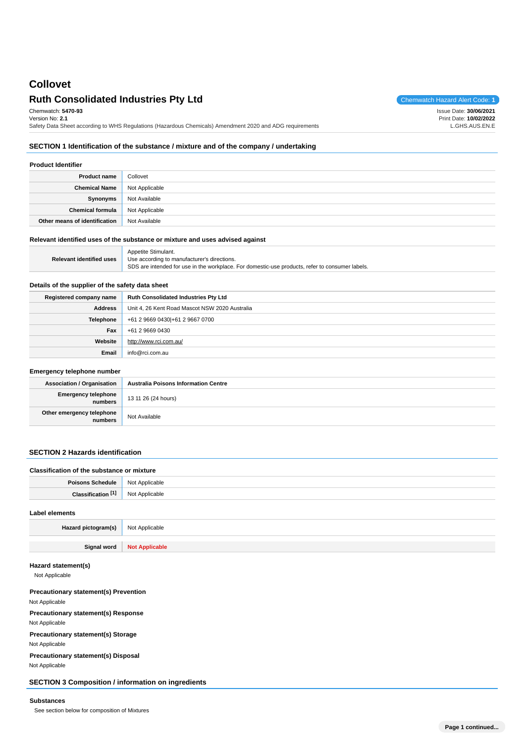# Collovet

## Ruth Consolidated Industries Pty Ltd

Chemwatch Hazard Alert Code: **1**

Chemwatch: **5470-93**
Version No: **2.1**
Safety Data Sheet according to WHS Regulations (Hazardous Chemicals) Amendment 2020 and ADG requirements

Issue Date: **30/06/2021**
Print Date: **10/02/2022**
L.GHS.AUS.EN.E

## SECTION 1 Identification of the substance / mixture and of the company / undertaking

### Product Identifier

| | |
|---|---|
| **Product name** | Collovet |
| **Chemical Name** | Not Applicable |
| **Synonyms** | Not Available |
| **Chemical formula** | Not Applicable |
| **Other means of identification** | Not Available |

### Relevant identified uses of the substance or mixture and uses advised against

| | |
|---|---|
| **Relevant identified uses** | Appetite Stimulant.<br>Use according to manufacturer's directions.<br>SDS are intended for use in the workplace. For domestic-use products, refer to consumer labels. |

### Details of the supplier of the safety data sheet

| | |
|---|---|
| **Registered company name** | **Ruth Consolidated Industries Pty Ltd** |
| **Address** | Unit 4, 26 Kent Road Mascot NSW 2020 Australia |
| **Telephone** | +61 2 9669 0430\|+61 2 9667 0700 |
| **Fax** | +61 2 9669 0430 |
| **Website** | http://www.rci.com.au/ |
| **Email** | info@rci.com.au |

### Emergency telephone number

| | |
|---|---|
| **Association / Organisation** | **Australia Poisons Information Centre** |
| **Emergency telephone numbers** | 13 11 26 (24 hours) |
| **Other emergency telephone numbers** | Not Available |

## SECTION 2 Hazards identification

### Classification of the substance or mixture

| | |
|---|---|
| **Poisons Schedule** | Not Applicable |
| **Classification [1]** | Not Applicable |

### Label elements

| | |
|---|---|
| **Hazard pictogram(s)** | Not Applicable |
| **Signal word** | **Not Applicable** |

### Hazard statement(s)

Not Applicable

### Precautionary statement(s) Prevention

Not Applicable

### Precautionary statement(s) Response

Not Applicable

### Precautionary statement(s) Storage

Not Applicable

### Precautionary statement(s) Disposal

Not Applicable

## SECTION 3 Composition / information on ingredients

### Substances

See section below for composition of Mixtures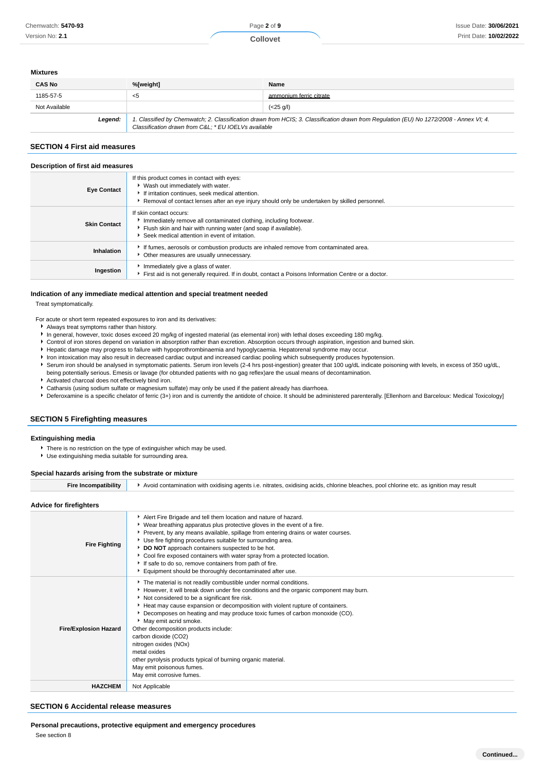**Mixtures**

| CAS No | %[weight] | Name |
|---|---|---|
| 1185-57-5 | <5 | ammonium ferric citrate |
| Not Available | | (<25 g/l) |
| **Legend:** | *1. Classified by Chemwatch; 2. Classification drawn from HCIS; 3. Classification drawn from Regulation (EU) No 1272/2008 - Annex VI; 4. Classification drawn from C&L; * EU IOELVs available* | |

## SECTION 4 First aid measures

### Description of first aid measures

| | |
|---|---|
| **Eye Contact** | If this product comes in contact with eyes:<br>▸ Wash out immediately with water.<br>▸ If irritation continues, seek medical attention.<br>▸ Removal of contact lenses after an eye injury should only be undertaken by skilled personnel. |
| **Skin Contact** | If skin contact occurs:<br>▸ Immediately remove all contaminated clothing, including footwear.<br>▸ Flush skin and hair with running water (and soap if available).<br>▸ Seek medical attention in event of irritation. |
| **Inhalation** | ▸ If fumes, aerosols or combustion products are inhaled remove from contaminated area.<br>▸ Other measures are usually unnecessary. |
| **Ingestion** | ▸ Immediately give a glass of water.<br>▸ First aid is not generally required. If in doubt, contact a Poisons Information Centre or a doctor. |

### Indication of any immediate medical attention and special treatment needed

Treat symptomatically.

For acute or short term repeated exposures to iron and its derivatives:

- Always treat symptoms rather than history.
- In general, however, toxic doses exceed 20 mg/kg of ingested material (as elemental iron) with lethal doses exceeding 180 mg/kg.
- Control of iron stores depend on variation in absorption rather than excretion. Absorption occurs through aspiration, ingestion and burned skin.
- Hepatic damage may progress to failure with hypoprothrombinaemia and hypoglycaemia. Hepatorenal syndrome may occur.
- Iron intoxication may also result in decreased cardiac output and increased cardiac pooling which subsequently produces hypotension.
- Serum iron should be analysed in symptomatic patients. Serum iron levels (2-4 hrs post-ingestion) greater that 100 ug/dL indicate poisoning with levels, in excess of 350 ug/dL, being potentially serious. Emesis or lavage (for obtunded patients with no gag reflex)are the usual means of decontamination.
- Activated charcoal does not effectively bind iron.
- Catharsis (using sodium sulfate or magnesium sulfate) may only be used if the patient already has diarrhoea.
- Deferoxamine is a specific chelator of ferric (3+) iron and is currently the antidote of choice. It should be administered parenterally. [Ellenhorn and Barceloux: Medical Toxicology]

## SECTION 5 Firefighting measures

### Extinguishing media

- There is no restriction on the type of extinguisher which may be used.
- Use extinguishing media suitable for surrounding area.

### Special hazards arising from the substrate or mixture

| | |
|---|---|
| **Fire Incompatibility** | ▸ Avoid contamination with oxidising agents i.e. nitrates, oxidising acids, chlorine bleaches, pool chlorine etc. as ignition may result |

### Advice for firefighters

| | |
|---|---|
| **Fire Fighting** | ▸ Alert Fire Brigade and tell them location and nature of hazard.<br>▸ Wear breathing apparatus plus protective gloves in the event of a fire.<br>▸ Prevent, by any means available, spillage from entering drains or water courses.<br>▸ Use fire fighting procedures suitable for surrounding area.<br>▸ **DO NOT** approach containers suspected to be hot.<br>▸ Cool fire exposed containers with water spray from a protected location.<br>▸ If safe to do so, remove containers from path of fire.<br>▸ Equipment should be thoroughly decontaminated after use. |
| **Fire/Explosion Hazard** | ▸ The material is not readily combustible under normal conditions.<br>▸ However, it will break down under fire conditions and the organic component may burn.<br>▸ Not considered to be a significant fire risk.<br>▸ Heat may cause expansion or decomposition with violent rupture of containers.<br>▸ Decomposes on heating and may produce toxic fumes of carbon monoxide (CO).<br>▸ May emit acrid smoke.<br>Other decomposition products include:<br>carbon dioxide ($CO_2$)<br>nitrogen oxides ($NO_x$)<br>metal oxides<br>other pyrolysis products typical of burning organic material.<br>May emit poisonous fumes.<br>May emit corrosive fumes. |
| **HAZCHEM** | Not Applicable |

## SECTION 6 Accidental release measures

### Personal precautions, protective equipment and emergency procedures

See section 8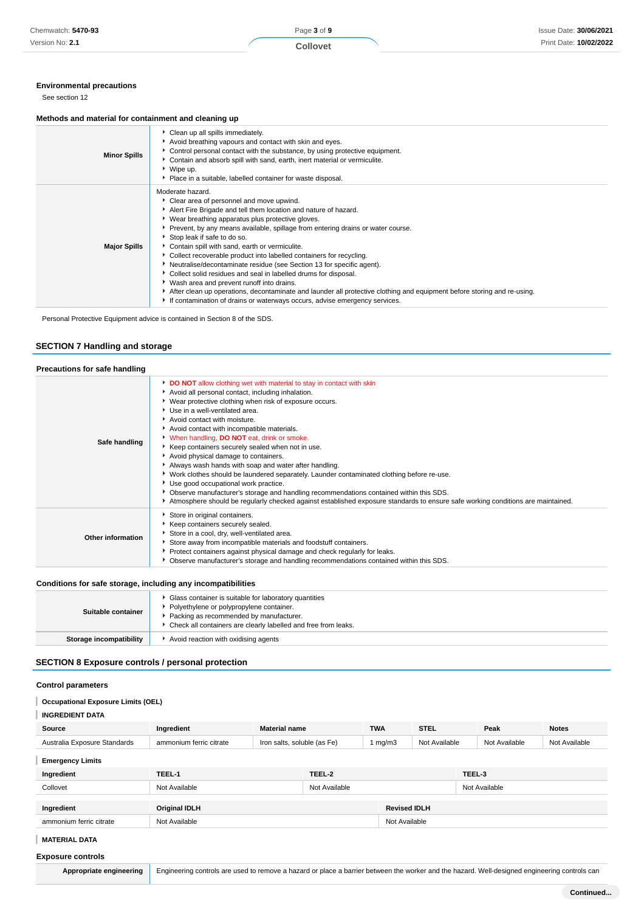### Environmental precautions

See section 12

### Methods and material for containment and cleaning up

| | |
|---|---|
| **Minor Spills** | Clean up all spills immediately.<br>Avoid breathing vapours and contact with skin and eyes.<br>Control personal contact with the substance, by using protective equipment.<br>Contain and absorb spill with sand, earth, inert material or vermiculite.<br>Wipe up.<br>Place in a suitable, labelled container for waste disposal. |
| **Major Spills** | Moderate hazard.<br>Clear area of personnel and move upwind.<br>Alert Fire Brigade and tell them location and nature of hazard.<br>Wear breathing apparatus plus protective gloves.<br>Prevent, by any means available, spillage from entering drains or water course.<br>Stop leak if safe to do so.<br>Contain spill with sand, earth or vermiculite.<br>Collect recoverable product into labelled containers for recycling.<br>Neutralise/decontaminate residue (see Section 13 for specific agent).<br>Collect solid residues and seal in labelled drums for disposal.<br>Wash area and prevent runoff into drains.<br>After clean up operations, decontaminate and launder all protective clothing and equipment before storing and re-using.<br>If contamination of drains or waterways occurs, advise emergency services. |

Personal Protective Equipment advice is contained in Section 8 of the SDS.

## SECTION 7 Handling and storage

### Precautions for safe handling

| | |
|---|---|
| **Safe handling** | **DO NOT** allow clothing wet with material to stay in contact with skin<br>Avoid all personal contact, including inhalation.<br>Wear protective clothing when risk of exposure occurs.<br>Use in a well-ventilated area.<br>Avoid contact with moisture.<br>Avoid contact with incompatible materials.<br>When handling, **DO NOT** eat, drink or smoke.<br>Keep containers securely sealed when not in use.<br>Avoid physical damage to containers.<br>Always wash hands with soap and water after handling.<br>Work clothes should be laundered separately. Launder contaminated clothing before re-use.<br>Use good occupational work practice.<br>Observe manufacturer's storage and handling recommendations contained within this SDS.<br>Atmosphere should be regularly checked against established exposure standards to ensure safe working conditions are maintained. |
| **Other information** | Store in original containers.<br>Keep containers securely sealed.<br>Store in a cool, dry, well-ventilated area.<br>Store away from incompatible materials and foodstuff containers.<br>Protect containers against physical damage and check regularly for leaks.<br>Observe manufacturer's storage and handling recommendations contained within this SDS. |

### Conditions for safe storage, including any incompatibilities

| | |
|---|---|
| **Suitable container** | Glass container is suitable for laboratory quantities<br>Polyethylene or polypropylene container.<br>Packing as recommended by manufacturer.<br>Check all containers are clearly labelled and free from leaks. |
| **Storage incompatibility** | Avoid reaction with oxidising agents |

## SECTION 8 Exposure controls / personal protection

### Control parameters

**Occupational Exposure Limits (OEL)**

**INGREDIENT DATA**

| Source | Ingredient | Material name | TWA | STEL | Peak | Notes |
|---|---|---|---|---|---|---|
| Australia Exposure Standards | ammonium ferric citrate | Iron salts, soluble (as Fe) | 1 mg/m3 | Not Available | Not Available | Not Available |

**Emergency Limits**

| Ingredient | TEEL-1 | TEEL-2 | TEEL-3 |
|---|---|---|---|
| Collovet | Not Available | Not Available | Not Available |

| Ingredient | Original IDLH | Revised IDLH |
|---|---|---|
| ammonium ferric citrate | Not Available | Not Available |

**MATERIAL DATA**

### Exposure controls

| | |
|---|---|
| **Appropriate engineering** | Engineering controls are used to remove a hazard or place a barrier between the worker and the hazard. Well-designed engineering controls can |

Continued...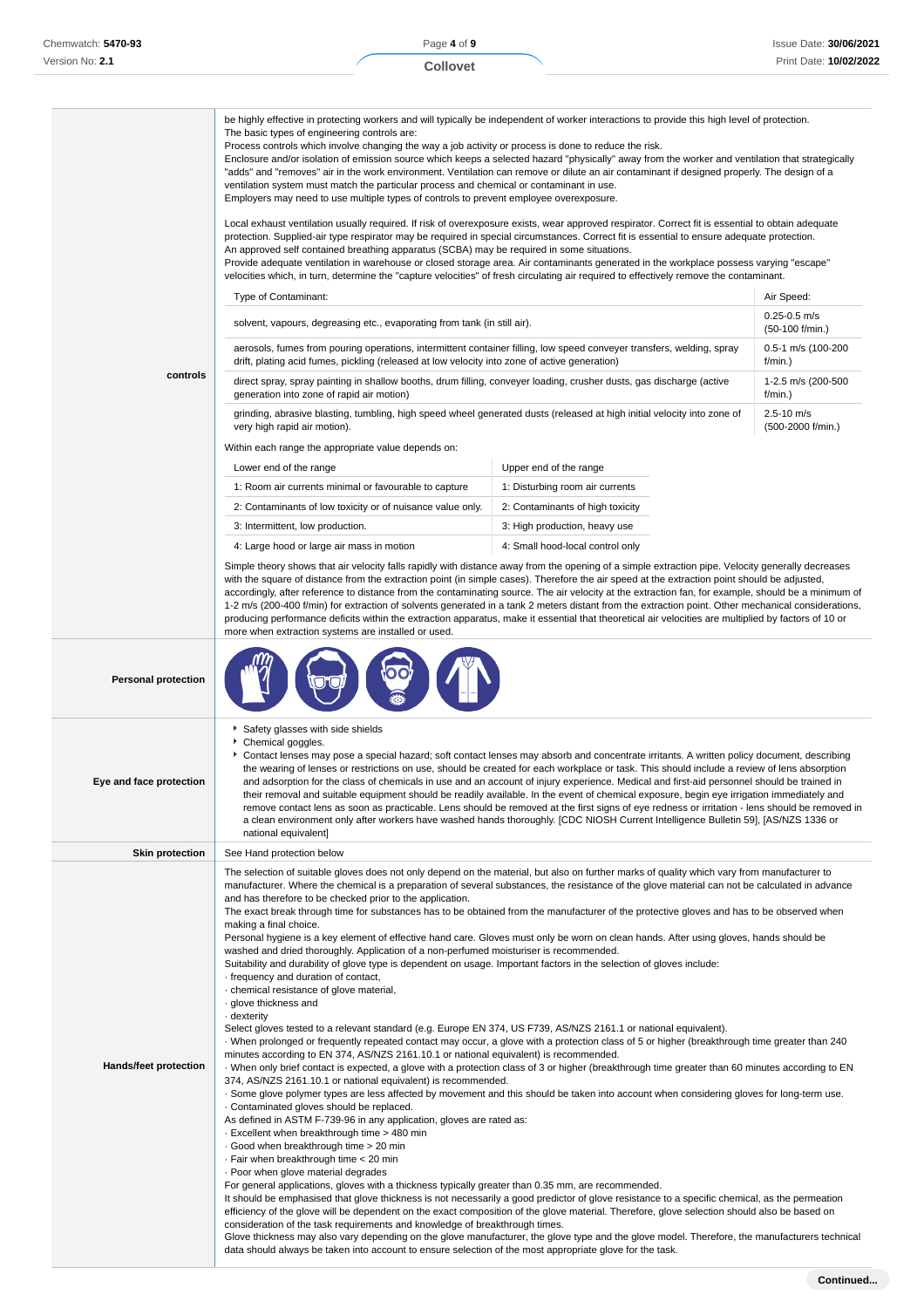**controls**

be highly effective in protecting workers and will typically be independent of worker interactions to provide this high level of protection.
The basic types of engineering controls are:
Process controls which involve changing the way a job activity or process is done to reduce the risk.
Enclosure and/or isolation of emission source which keeps a selected hazard "physically" away from the worker and ventilation that strategically "adds" and "removes" air in the work environment. Ventilation can remove or dilute an air contaminant if designed properly. The design of a ventilation system must match the particular process and chemical or contaminant in use.
Employers may need to use multiple types of controls to prevent employee overexposure.

Local exhaust ventilation usually required. If risk of overexposure exists, wear approved respirator. Correct fit is essential to obtain adequate protection. Supplied-air type respirator may be required in special circumstances. Correct fit is essential to ensure adequate protection.
An approved self contained breathing apparatus (SCBA) may be required in some situations.
Provide adequate ventilation in warehouse or closed storage area. Air contaminants generated in the workplace possess varying "escape" velocities which, in turn, determine the "capture velocities" of fresh circulating air required to effectively remove the contaminant.

| Type of Contaminant: | Air Speed: |
|---|---|
| solvent, vapours, degreasing etc., evaporating from tank (in still air). | 0.25-0.5 m/s (50-100 f/min.) |
| aerosols, fumes from pouring operations, intermittent container filling, low speed conveyer transfers, welding, spray drift, plating acid fumes, pickling (released at low velocity into zone of active generation) | 0.5-1 m/s (100-200 f/min.) |
| direct spray, spray painting in shallow booths, drum filling, conveyer loading, crusher dusts, gas discharge (active generation into zone of rapid air motion) | 1-2.5 m/s (200-500 f/min.) |
| grinding, abrasive blasting, tumbling, high speed wheel generated dusts (released at high initial velocity into zone of very high rapid air motion). | 2.5-10 m/s (500-2000 f/min.) |

Within each range the appropriate value depends on:

| Lower end of the range | Upper end of the range |
|---|---|
| 1: Room air currents minimal or favourable to capture | 1: Disturbing room air currents |
| 2: Contaminants of low toxicity or of nuisance value only. | 2: Contaminants of high toxicity |
| 3: Intermittent, low production. | 3: High production, heavy use |
| 4: Large hood or large air mass in motion | 4: Small hood-local control only |

Simple theory shows that air velocity falls rapidly with distance away from the opening of a simple extraction pipe. Velocity generally decreases with the square of distance from the extraction point (in simple cases). Therefore the air speed at the extraction point should be adjusted, accordingly, after reference to distance from the contaminating source. The air velocity at the extraction fan, for example, should be a minimum of 1-2 m/s (200-400 f/min) for extraction of solvents generated in a tank 2 meters distant from the extraction point. Other mechanical considerations, producing performance deficits within the extraction apparatus, make it essential that theoretical air velocities are multiplied by factors of 10 or more when extraction systems are installed or used.

**Personal protection**

**Eye and face protection**

- Safety glasses with side shields
- Chemical goggles.
- Contact lenses may pose a special hazard; soft contact lenses may absorb and concentrate irritants. A written policy document, describing the wearing of lenses or restrictions on use, should be created for each workplace or task. This should include a review of lens absorption and adsorption for the class of chemicals in use and an account of injury experience. Medical and first-aid personnel should be trained in their removal and suitable equipment should be readily available. In the event of chemical exposure, begin eye irrigation immediately and remove contact lens as soon as practicable. Lens should be removed at the first signs of eye redness or irritation - lens should be removed in a clean environment only after workers have washed hands thoroughly. [CDC NIOSH Current Intelligence Bulletin 59], [AS/NZS 1336 or national equivalent]

**Skin protection**

See Hand protection below

**Hands/feet protection**

The selection of suitable gloves does not only depend on the material, but also on further marks of quality which vary from manufacturer to manufacturer. Where the chemical is a preparation of several substances, the resistance of the glove material can not be calculated in advance and has therefore to be checked prior to the application.
The exact break through time for substances has to be obtained from the manufacturer of the protective gloves and has to be observed when making a final choice.
Personal hygiene is a key element of effective hand care. Gloves must only be worn on clean hands. After using gloves, hands should be washed and dried thoroughly. Application of a non-perfumed moisturiser is recommended.
Suitability and durability of glove type is dependent on usage. Important factors in the selection of gloves include:
· frequency and duration of contact,
· chemical resistance of glove material,
· glove thickness and
· dexterity
Select gloves tested to a relevant standard (e.g. Europe EN 374, US F739, AS/NZS 2161.1 or national equivalent).
· When prolonged or frequently repeated contact may occur, a glove with a protection class of 5 or higher (breakthrough time greater than 240 minutes according to EN 374, AS/NZS 2161.10.1 or national equivalent) is recommended.
· When only brief contact is expected, a glove with a protection class of 3 or higher (breakthrough time greater than 60 minutes according to EN 374, AS/NZS 2161.10.1 or national equivalent) is recommended.
· Some glove polymer types are less affected by movement and this should be taken into account when considering gloves for long-term use.
· Contaminated gloves should be replaced.
As defined in ASTM F-739-96 in any application, gloves are rated as:
· Excellent when breakthrough time > 480 min
· Good when breakthrough time > 20 min
· Fair when breakthrough time < 20 min
· Poor when glove material degrades
For general applications, gloves with a thickness typically greater than 0.35 mm, are recommended.
It should be emphasised that glove thickness is not necessarily a good predictor of glove resistance to a specific chemical, as the permeation efficiency of the glove will be dependent on the exact composition of the glove material. Therefore, glove selection should also be based on consideration of the task requirements and knowledge of breakthrough times.
Glove thickness may also vary depending on the glove manufacturer, the glove type and the glove model. Therefore, the manufacturers technical data should always be taken into account to ensure selection of the most appropriate glove for the task.

**Continued...**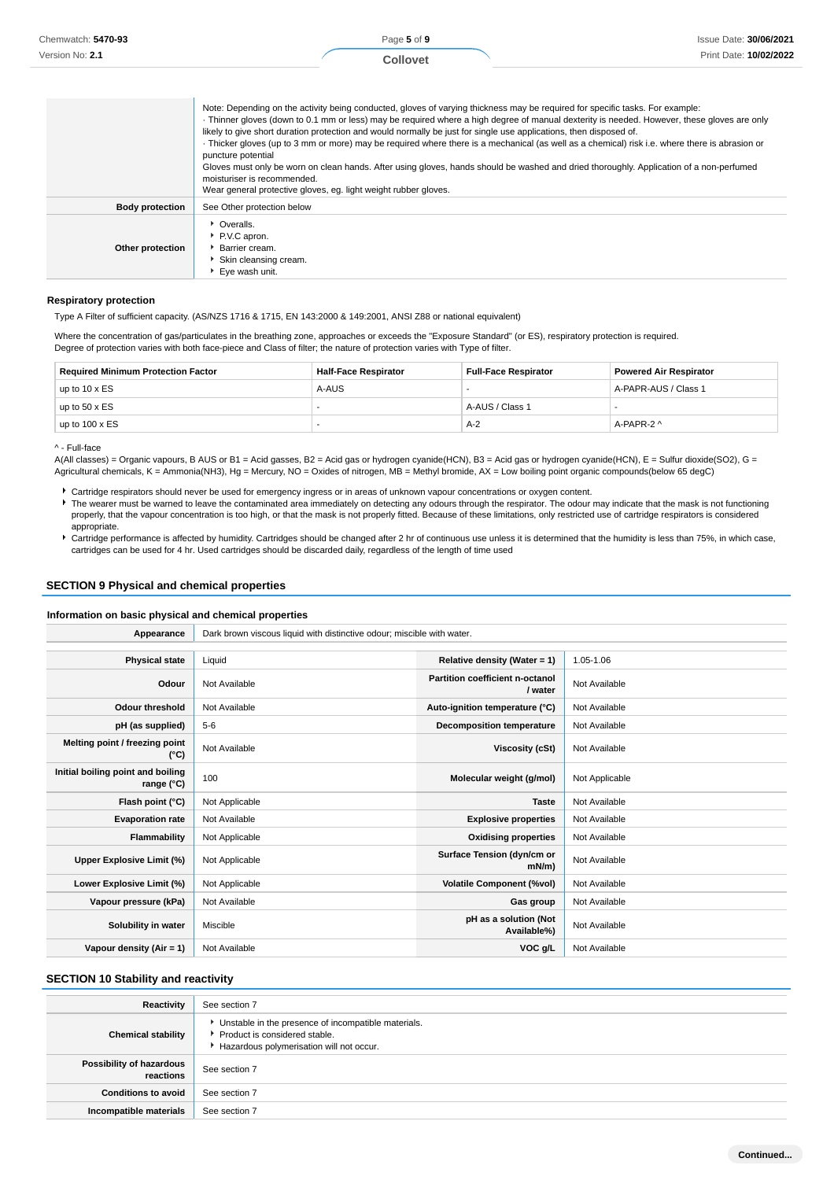| | |
|---|---|
| | Note: Depending on the activity being conducted, gloves of varying thickness may be required for specific tasks. For example:<br>· Thinner gloves (down to 0.1 mm or less) may be required where a high degree of manual dexterity is needed. However, these gloves are only likely to give short duration protection and would normally be just for single use applications, then disposed of.<br>· Thicker gloves (up to 3 mm or more) may be required where there is a mechanical (as well as a chemical) risk i.e. where there is abrasion or puncture potential<br>Gloves must only be worn on clean hands. After using gloves, hands should be washed and dried thoroughly. Application of a non-perfumed moisturiser is recommended.<br>Wear general protective gloves, eg. light weight rubber gloves. |
| **Body protection** | See Other protection below |
| **Other protection** | ▸ Overalls.<br>▸ P.V.C apron.<br>▸ Barrier cream.<br>▸ Skin cleansing cream.<br>▸ Eye wash unit. |

### Respiratory protection

Type A Filter of sufficient capacity. (AS/NZS 1716 & 1715, EN 143:2000 & 149:2001, ANSI Z88 or national equivalent)

Where the concentration of gas/particulates in the breathing zone, approaches or exceeds the "Exposure Standard" (or ES), respiratory protection is required.
Degree of protection varies with both face-piece and Class of filter; the nature of protection varies with Type of filter.

| Required Minimum Protection Factor | Half-Face Respirator | Full-Face Respirator | Powered Air Respirator |
|---|---|---|---|
| up to 10 x ES | A-AUS | - | A-PAPR-AUS / Class 1 |
| up to 50 x ES | - | A-AUS / Class 1 | - |
| up to 100 x ES | - | A-2 | A-PAPR-2 ^ |

^ - Full-face

A(All classes) = Organic vapours, B AUS or B1 = Acid gasses, B2 = Acid gas or hydrogen cyanide(HCN), B3 = Acid gas or hydrogen cyanide(HCN), E = Sulfur dioxide($SO_2$), G = Agricultural chemicals, K = Ammonia($NH_3$), Hg = Mercury, NO = Oxides of nitrogen, MB = Methyl bromide, AX = Low boiling point organic compounds(below 65 degC)

- Cartridge respirators should never be used for emergency ingress or in areas of unknown vapour concentrations or oxygen content.
- The wearer must be warned to leave the contaminated area immediately on detecting any odours through the respirator. The odour may indicate that the mask is not functioning properly, that the vapour concentration is too high, or that the mask is not properly fitted. Because of these limitations, only restricted use of cartridge respirators is considered appropriate.
- Cartridge performance is affected by humidity. Cartridges should be changed after 2 hr of continuous use unless it is determined that the humidity is less than 75%, in which case, cartridges can be used for 4 hr. Used cartridges should be discarded daily, regardless of the length of time used

## SECTION 9 Physical and chemical properties

### Information on basic physical and chemical properties

| **Appearance** | Dark brown viscous liquid with distinctive odour; miscible with water. | | |
|---|---|---|---|
| **Physical state** | Liquid | **Relative density (Water = 1)** | 1.05-1.06 |
| **Odour** | Not Available | **Partition coefficient n-octanol / water** | Not Available |
| **Odour threshold** | Not Available | **Auto-ignition temperature (°C)** | Not Available |
| **pH (as supplied)** | 5-6 | **Decomposition temperature** | Not Available |
| **Melting point / freezing point (°C)** | Not Available | **Viscosity (cSt)** | Not Available |
| **Initial boiling point and boiling range (°C)** | 100 | **Molecular weight (g/mol)** | Not Applicable |
| **Flash point (°C)** | Not Applicable | **Taste** | Not Available |
| **Evaporation rate** | Not Available | **Explosive properties** | Not Available |
| **Flammability** | Not Applicable | **Oxidising properties** | Not Available |
| **Upper Explosive Limit (%)** | Not Applicable | **Surface Tension (dyn/cm or mN/m)** | Not Available |
| **Lower Explosive Limit (%)** | Not Applicable | **Volatile Component (%vol)** | Not Available |
| **Vapour pressure (kPa)** | Not Available | **Gas group** | Not Available |
| **Solubility in water** | Miscible | **pH as a solution (Not Available%)** | Not Available |
| **Vapour density (Air = 1)** | Not Available | **VOC g/L** | Not Available |

## SECTION 10 Stability and reactivity

| | |
|---|---|
| **Reactivity** | See section 7 |
| **Chemical stability** | ▸ Unstable in the presence of incompatible materials.<br>▸ Product is considered stable.<br>▸ Hazardous polymerisation will not occur. |
| **Possibility of hazardous reactions** | See section 7 |
| **Conditions to avoid** | See section 7 |
| **Incompatible materials** | See section 7 |

Continued...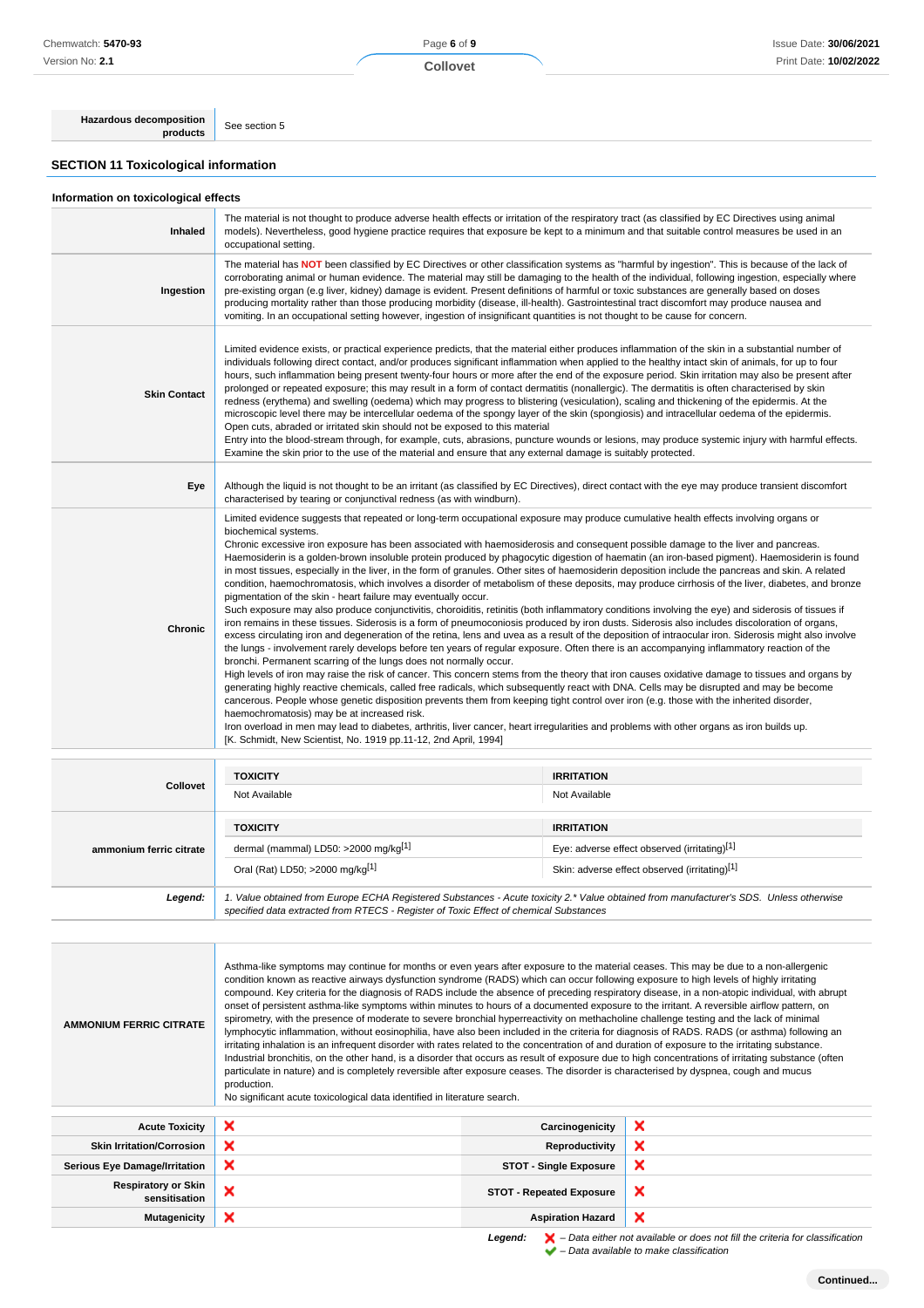| | |
|---|---|
| **Hazardous decomposition products** | See section 5 |

## SECTION 11 Toxicological information

### Information on toxicological effects

| | |
|---|---|
| **Inhaled** | The material is not thought to produce adverse health effects or irritation of the respiratory tract (as classified by EC Directives using animal models). Nevertheless, good hygiene practice requires that exposure be kept to a minimum and that suitable control measures be used in an occupational setting. |
| **Ingestion** | The material has **NOT** been classified by EC Directives or other classification systems as "harmful by ingestion". This is because of the lack of corroborating animal or human evidence. The material may still be damaging to the health of the individual, following ingestion, especially where pre-existing organ (e.g liver, kidney) damage is evident. Present definitions of harmful or toxic substances are generally based on doses producing mortality rather than those producing morbidity (disease, ill-health). Gastrointestinal tract discomfort may produce nausea and vomiting. In an occupational setting however, ingestion of insignificant quantities is not thought to be cause for concern. |
| **Skin Contact** | Limited evidence exists, or practical experience predicts, that the material either produces inflammation of the skin in a substantial number of individuals following direct contact, and/or produces significant inflammation when applied to the healthy intact skin of animals, for up to four hours, such inflammation being present twenty-four hours or more after the end of the exposure period. Skin irritation may also be present after prolonged or repeated exposure; this may result in a form of contact dermatitis (nonallergic). The dermatitis is often characterised by skin redness (erythema) and swelling (oedema) which may progress to blistering (vesiculation), scaling and thickening of the epidermis. At the microscopic level there may be intercellular oedema of the spongy layer of the skin (spongiosis) and intracellular oedema of the epidermis.<br>Open cuts, abraded or irritated skin should not be exposed to this material<br>Entry into the blood-stream through, for example, cuts, abrasions, puncture wounds or lesions, may produce systemic injury with harmful effects. Examine the skin prior to the use of the material and ensure that any external damage is suitably protected. |
| **Eye** | Although the liquid is not thought to be an irritant (as classified by EC Directives), direct contact with the eye may produce transient discomfort characterised by tearing or conjunctival redness (as with windburn). |
| **Chronic** | Limited evidence suggests that repeated or long-term occupational exposure may produce cumulative health effects involving organs or biochemical systems.<br>Chronic excessive iron exposure has been associated with haemosiderosis and consequent possible damage to the liver and pancreas. Haemosiderin is a golden-brown insoluble protein produced by phagocytic digestion of haematin (an iron-based pigment). Haemosiderin is found in most tissues, especially in the liver, in the form of granules. Other sites of haemosiderin deposition include the pancreas and skin. A related condition, haemochromatosis, which involves a disorder of metabolism of these deposits, may produce cirrhosis of the liver, diabetes, and bronze pigmentation of the skin - heart failure may eventually occur.<br>Such exposure may also produce conjunctivitis, choroiditis, retinitis (both inflammatory conditions involving the eye) and siderosis of tissues if iron remains in these tissues. Siderosis is a form of pneumoconiosis produced by iron dusts. Siderosis also includes discoloration of organs, excess circulating iron and degeneration of the retina, lens and uvea as a result of the deposition of intraocular iron. Siderosis might also involve the lungs - involvement rarely develops before ten years of regular exposure. Often there is an accompanying inflammatory reaction of the bronchi. Permanent scarring of the lungs does not normally occur.<br>High levels of iron may raise the risk of cancer. This concern stems from the theory that iron causes oxidative damage to tissues and organs by generating highly reactive chemicals, called free radicals, which subsequently react with DNA. Cells may be disrupted and may be become cancerous. People whose genetic disposition prevents them from keeping tight control over iron (e.g. those with the inherited disorder, haemochromatosis) may be at increased risk.<br>Iron overload in men may lead to diabetes, arthritis, liver cancer, heart irregularities and problems with other organs as iron builds up.<br>[K. Schmidt, New Scientist, No. 1919 pp.11-12, 2nd April, 1994] |

| | | |
|---|---|---|
| **Collovet** | **TOXICITY** | **IRRITATION** |
| | Not Available | Not Available |
| **ammonium ferric citrate** | **TOXICITY** | **IRRITATION** |
| | dermal (mammal) LD50: >2000 mg/kg[1] | Eye: adverse effect observed (irritating)[1] |
| | Oral (Rat) LD50: >2000 mg/kg[1] | Skin: adverse effect observed (irritating)[1] |
| ***Legend:*** | *1. Value obtained from Europe ECHA Registered Substances - Acute toxicity 2.\* Value obtained from manufacturer's SDS. Unless otherwise specified data extracted from RTECS - Register of Toxic Effect of chemical Substances* | |

| | |
|---|---|
| **AMMONIUM FERRIC CITRATE** | Asthma-like symptoms may continue for months or even years after exposure to the material ceases. This may be due to a non-allergenic condition known as reactive airways dysfunction syndrome (RADS) which can occur following exposure to high levels of highly irritating compound. Key criteria for the diagnosis of RADS include the absence of preceding respiratory disease, in a non-atopic individual, with abrupt onset of persistent asthma-like symptoms within minutes to hours of a documented exposure to the irritant. A reversible airflow pattern, on spirometry, with the presence of moderate to severe bronchial hyperreactivity on methacholine challenge testing and the lack of minimal lymphocytic inflammation, without eosinophilia, have also been included in the criteria for diagnosis of RADS. RADS (or asthma) following an irritating inhalation is an infrequent disorder with rates related to the concentration of and duration of exposure to the irritating substance. Industrial bronchitis, on the other hand, is a disorder that occurs as result of exposure due to high concentrations of irritating substance (often particulate in nature) and is completely reversible after exposure ceases. The disorder is characterised by dyspnea, cough and mucus production.<br>No significant acute toxicological data identified in literature search. |

| | | | |
|---|---|---|---|
| **Acute Toxicity** | ❌ | **Carcinogenicity** | ❌ |
| **Skin Irritation/Corrosion** | ❌ | **Reproductivity** | ❌ |
| **Serious Eye Damage/Irritation** | ❌ | **STOT - Single Exposure** | ❌ |
| **Respiratory or Skin sensitisation** | ❌ | **STOT - Repeated Exposure** | ❌ |
| **Mutagenicity** | ❌ | **Aspiration Hazard** | ❌ |

***Legend:*** ❌ *– Data either not available or does not fill the criteria for classification*
✔ *– Data available to make classification*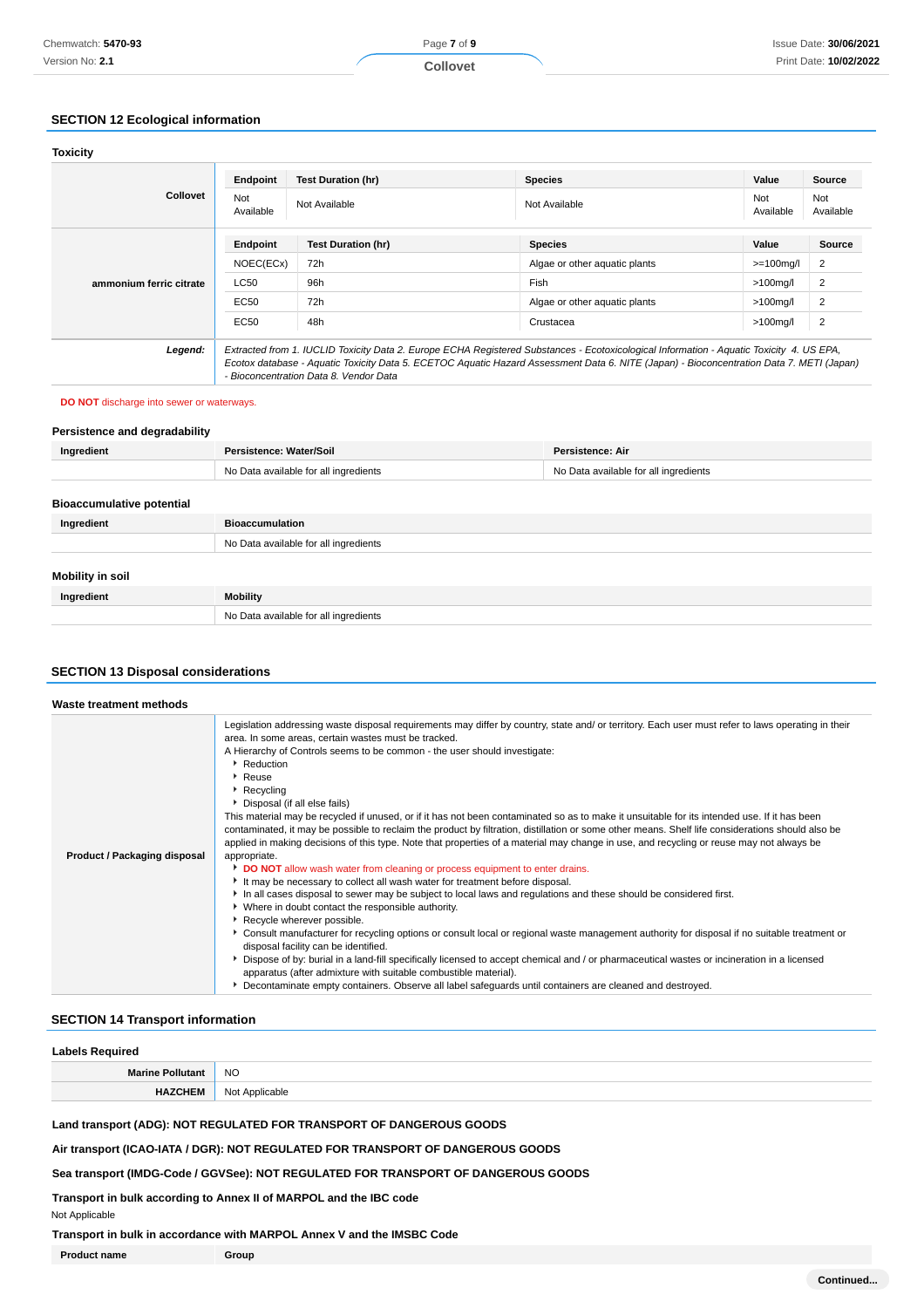## SECTION 12 Ecological information

### Toxicity

| | Endpoint | Test Duration (hr) | Species | Value | Source |
|---|---|---|---|---|---|
| **Collovet** | Not Available | Not Available | Not Available | Not Available | Not Available |
| **ammonium ferric citrate** | **Endpoint** | **Test Duration (hr)** | **Species** | **Value** | **Source** |
| | NOEC(ECx) | 72h | Algae or other aquatic plants | >=100mg/l | 2 |
| | LC50 | 96h | Fish | >100mg/l | 2 |
| | EC50 | 72h | Algae or other aquatic plants | >100mg/l | 2 |
| | EC50 | 48h | Crustacea | >100mg/l | 2 |
| ***Legend:*** | *Extracted from 1. IUCLID Toxicity Data 2. Europe ECHA Registered Substances - Ecotoxicological Information - Aquatic Toxicity 4. US EPA, Ecotox database - Aquatic Toxicity Data 5. ECETOC Aquatic Hazard Assessment Data 6. NITE (Japan) - Bioconcentration Data 7. METI (Japan) - Bioconcentration Data 8. Vendor Data* | | | | |

**DO NOT** discharge into sewer or waterways.

### Persistence and degradability

| Ingredient | Persistence: Water/Soil | Persistence: Air |
|---|---|---|
| | No Data available for all ingredients | No Data available for all ingredients |

### Bioaccumulative potential

| Ingredient | Bioaccumulation |
|---|---|
| | No Data available for all ingredients |

### Mobility in soil

| Ingredient | Mobility |
|---|---|
| | No Data available for all ingredients |

## SECTION 13 Disposal considerations

### Waste treatment methods

**Product / Packaging disposal**

Legislation addressing waste disposal requirements may differ by country, state and/ or territory. Each user must refer to laws operating in their area. In some areas, certain wastes must be tracked.

A Hierarchy of Controls seems to be common - the user should investigate:

- Reduction
- Reuse
- Recycling
- Disposal (if all else fails)

This material may be recycled if unused, or if it has not been contaminated so as to make it unsuitable for its intended use. If it has been contaminated, it may be possible to reclaim the product by filtration, distillation or some other means. Shelf life considerations should also be applied in making decisions of this type. Note that properties of a material may change in use, and recycling or reuse may not always be appropriate.

- **DO NOT** allow wash water from cleaning or process equipment to enter drains.
- It may be necessary to collect all wash water for treatment before disposal.
- In all cases disposal to sewer may be subject to local laws and regulations and these should be considered first.
- Where in doubt contact the responsible authority.
- Recycle wherever possible.
- Consult manufacturer for recycling options or consult local or regional waste management authority for disposal if no suitable treatment or disposal facility can be identified.
- Dispose of by: burial in a land-fill specifically licensed to accept chemical and / or pharmaceutical wastes or incineration in a licensed apparatus (after admixture with suitable combustible material).
- Decontaminate empty containers. Observe all label safeguards until containers are cleaned and destroyed.

## SECTION 14 Transport information

### Labels Required

| | |
|---|---|
| **Marine Pollutant** | NO |
| **HAZCHEM** | Not Applicable |

**Land transport (ADG): NOT REGULATED FOR TRANSPORT OF DANGEROUS GOODS**

**Air transport (ICAO-IATA / DGR): NOT REGULATED FOR TRANSPORT OF DANGEROUS GOODS**

**Sea transport (IMDG-Code / GGVSee): NOT REGULATED FOR TRANSPORT OF DANGEROUS GOODS**

**Transport in bulk according to Annex II of MARPOL and the IBC code**

Not Applicable

**Transport in bulk in accordance with MARPOL Annex V and the IMSBC Code**

| Product name | Group |
|---|---|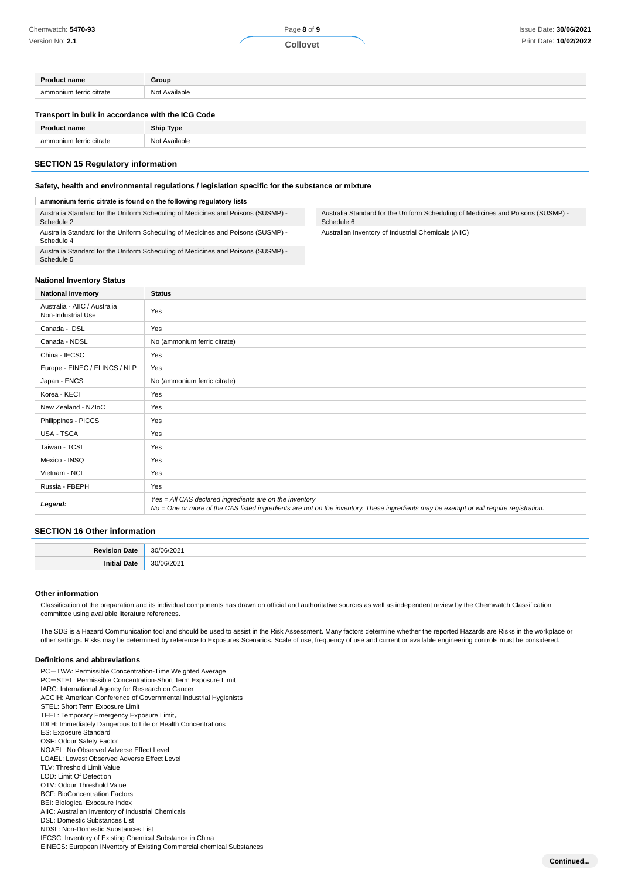| Product name | Group |
|---|---|
| ammonium ferric citrate | Not Available |

### Transport in bulk in accordance with the ICG Code

| Product name | Ship Type |
|---|---|
| ammonium ferric citrate | Not Available |

## SECTION 15 Regulatory information

### Safety, health and environmental regulations / legislation specific for the substance or mixture

**ammonium ferric citrate is found on the following regulatory lists**

| | |
|---|---|
| Australia Standard for the Uniform Scheduling of Medicines and Poisons (SUSMP) - Schedule 2 | Australia Standard for the Uniform Scheduling of Medicines and Poisons (SUSMP) - Schedule 6 |
| Australia Standard for the Uniform Scheduling of Medicines and Poisons (SUSMP) - Schedule 4 | Australian Inventory of Industrial Chemicals (AIIC) |
| Australia Standard for the Uniform Scheduling of Medicines and Poisons (SUSMP) - Schedule 5 | |

### National Inventory Status

| National Inventory | Status |
|---|---|
| Australia - AIIC / Australia Non-Industrial Use | Yes |
| Canada - DSL | Yes |
| Canada - NDSL | No (ammonium ferric citrate) |
| China - IECSC | Yes |
| Europe - EINEC / ELINCS / NLP | Yes |
| Japan - ENCS | No (ammonium ferric citrate) |
| Korea - KECI | Yes |
| New Zealand - NZIoC | Yes |
| Philippines - PICCS | Yes |
| USA - TSCA | Yes |
| Taiwan - TCSI | Yes |
| Mexico - INSQ | Yes |
| Vietnam - NCI | Yes |
| Russia - FBEPH | Yes |
| ***Legend:*** | *Yes = All CAS declared ingredients are on the inventory*<br>*No = One or more of the CAS listed ingredients are not on the inventory. These ingredients may be exempt or will require registration.* |

## SECTION 16 Other information

| | |
|---|---|
| **Revision Date** | 30/06/2021 |
| **Initial Date** | 30/06/2021 |

### Other information

Classification of the preparation and its individual components has drawn on official and authoritative sources as well as independent review by the Chemwatch Classification committee using available literature references.

The SDS is a Hazard Communication tool and should be used to assist in the Risk Assessment. Many factors determine whether the reported Hazards are Risks in the workplace or other settings. Risks may be determined by reference to Exposures Scenarios. Scale of use, frequency of use and current or available engineering controls must be considered.

### Definitions and abbreviations

PC－TWA: Permissible Concentration-Time Weighted Average
PC－STEL: Permissible Concentration-Short Term Exposure Limit
IARC: International Agency for Research on Cancer
ACGIH: American Conference of Governmental Industrial Hygienists
STEL: Short Term Exposure Limit
TEEL: Temporary Emergency Exposure Limit。
IDLH: Immediately Dangerous to Life or Health Concentrations
ES: Exposure Standard
OSF: Odour Safety Factor
NOAEL :No Observed Adverse Effect Level
LOAEL: Lowest Observed Adverse Effect Level
TLV: Threshold Limit Value
LOD: Limit Of Detection
OTV: Odour Threshold Value
BCF: BioConcentration Factors
BEI: Biological Exposure Index
AIIC: Australian Inventory of Industrial Chemicals
DSL: Domestic Substances List
NDSL: Non-Domestic Substances List
IECSC: Inventory of Existing Chemical Substance in China
EINECS: European INventory of Existing Commercial chemical Substances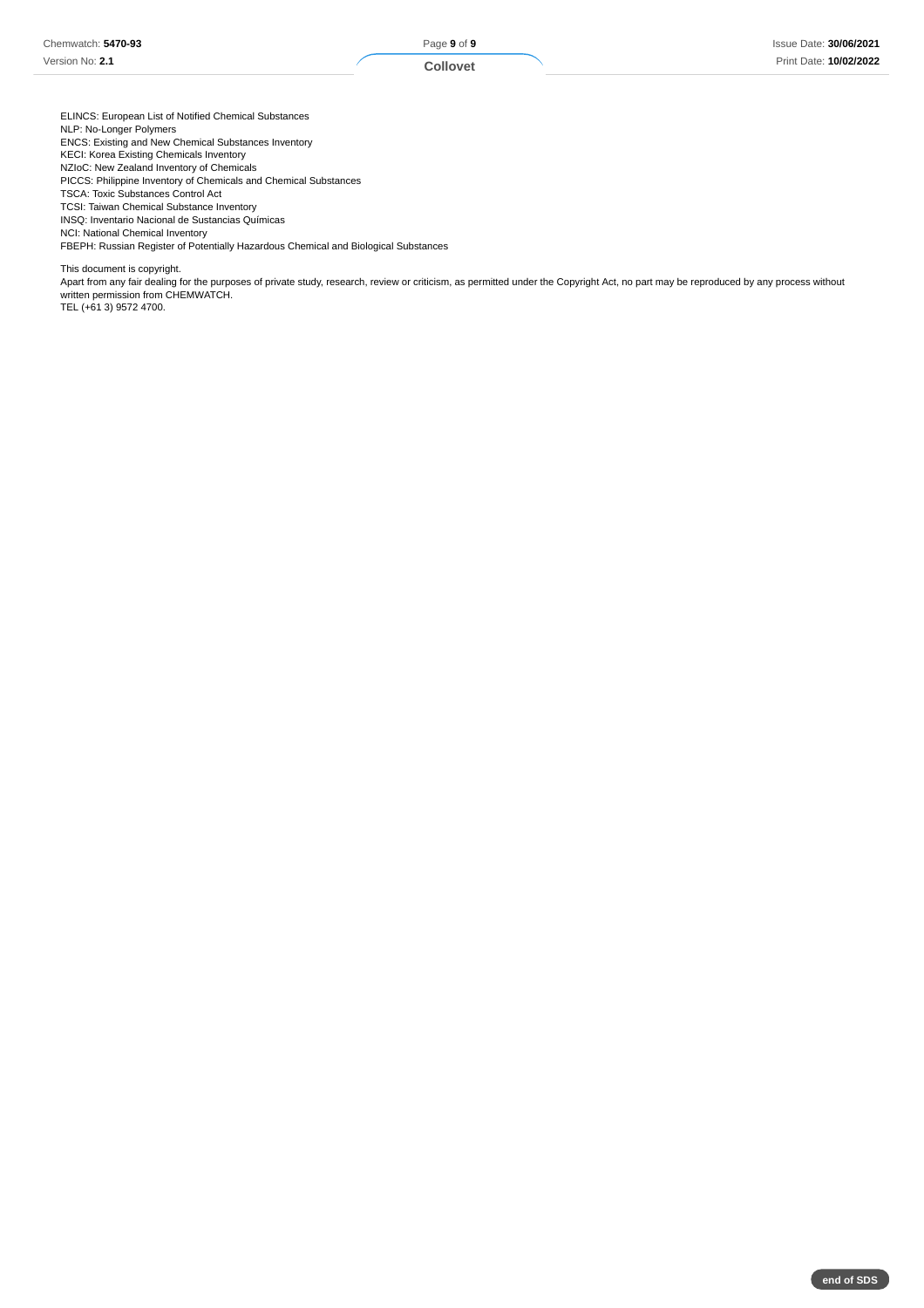ELINCS: European List of Notified Chemical Substances
NLP: No-Longer Polymers
ENCS: Existing and New Chemical Substances Inventory
KECI: Korea Existing Chemicals Inventory
NZIoC: New Zealand Inventory of Chemicals
PICCS: Philippine Inventory of Chemicals and Chemical Substances
TSCA: Toxic Substances Control Act
TCSI: Taiwan Chemical Substance Inventory
INSQ: Inventario Nacional de Sustancias Químicas
NCI: National Chemical Inventory
FBEPH: Russian Register of Potentially Hazardous Chemical and Biological Substances

This document is copyright.
Apart from any fair dealing for the purposes of private study, research, review or criticism, as permitted under the Copyright Act, no part may be reproduced by any process without written permission from CHEMWATCH.
TEL (+61 3) 9572 4700.

**end of SDS**